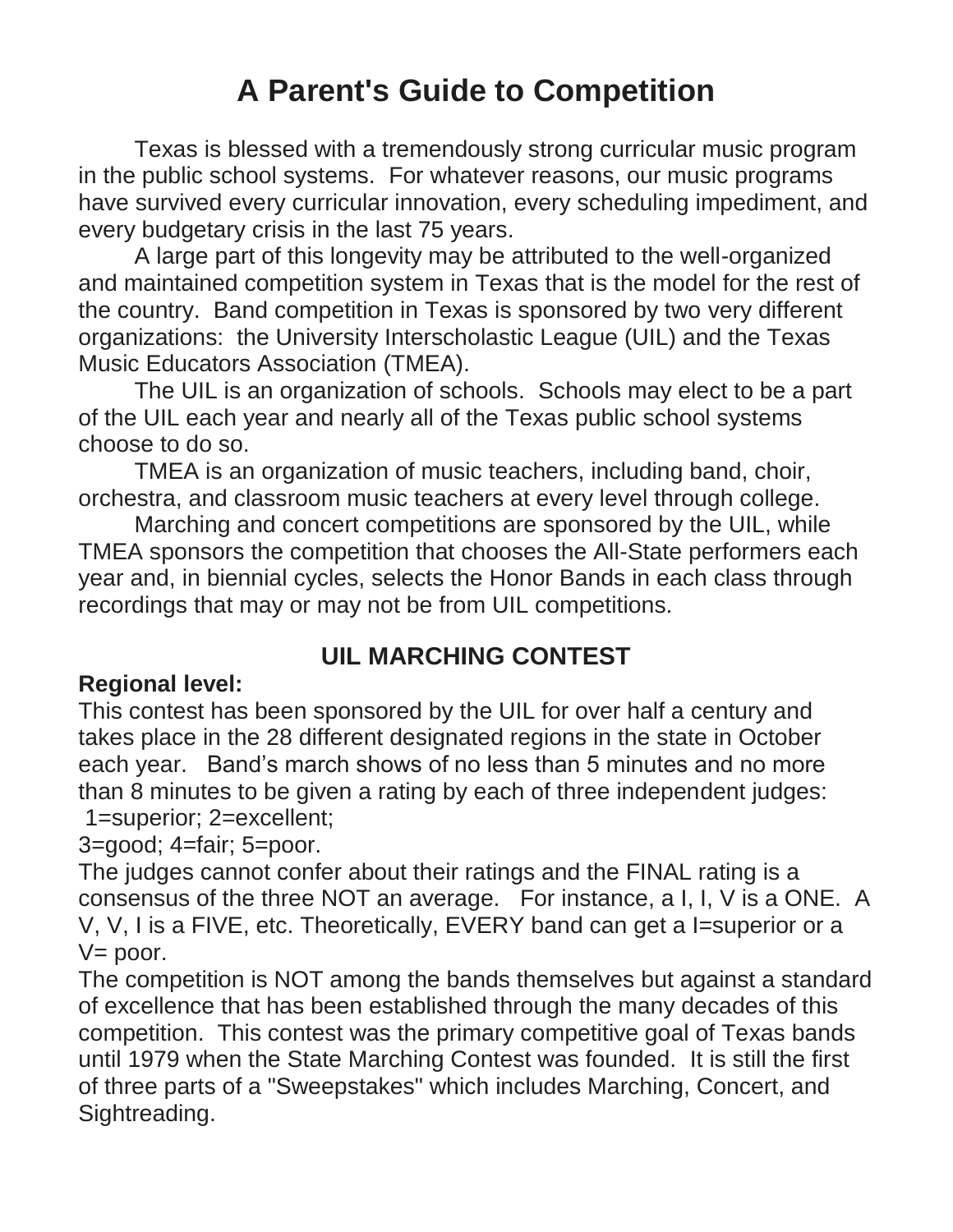# A Parent's Guide to Competition

Texas is blessed with a tremendously strong curricular music program in the public school systems. For whatever reasons, our music programs have survived every curricular innovation, every scheduling impediment, and every budgetary crisis in the last 75 years.

A large part of this longevity may be attributed to the well-organized and maintained competition system in Texas that is the model for the rest of the country. Band competition in Texas is sponsored by two very different organizations: the University Interscholastic League (UIL) and the Texas Music Educators Association (TMEA).

The UIL is an organization of schools. Schools may elect to be a part of the UIL each year and nearly all of the Texas public school systems choose to do so.

TMEA is an organization of music teachers, including band, choir, orchestra, and classroom music teachers at every level through college.

Marching and concert competitions are sponsored by the UIL, while TMEA sponsors the competition that chooses the All-State performers each year and, in biennial cycles, selects the Honor Bands in each class through recordings that may or may not be from UIL competitions.

## UIL MARCHING CONTEST

**Regional level:**

This contest has been sponsored by the UIL for over half a century and takes place in the 28 different designated regions in the state in October each year. Band's march shows of no less than 5 minutes and no more than 8 minutes to be given a rating by each of three independent judges:
1=superior; 2=excellent;
3=good; 4=fair; 5=poor.

The judges cannot confer about their ratings and the FINAL rating is a consensus of the three NOT an average. For instance, a I, I, V is a ONE. A V, V, I is a FIVE, etc. Theoretically, EVERY band can get a I=superior or a V= poor.

The competition is NOT among the bands themselves but against a standard of excellence that has been established through the many decades of this competition. This contest was the primary competitive goal of Texas bands until 1979 when the State Marching Contest was founded. It is still the first of three parts of a "Sweepstakes" which includes Marching, Concert, and Sightreading.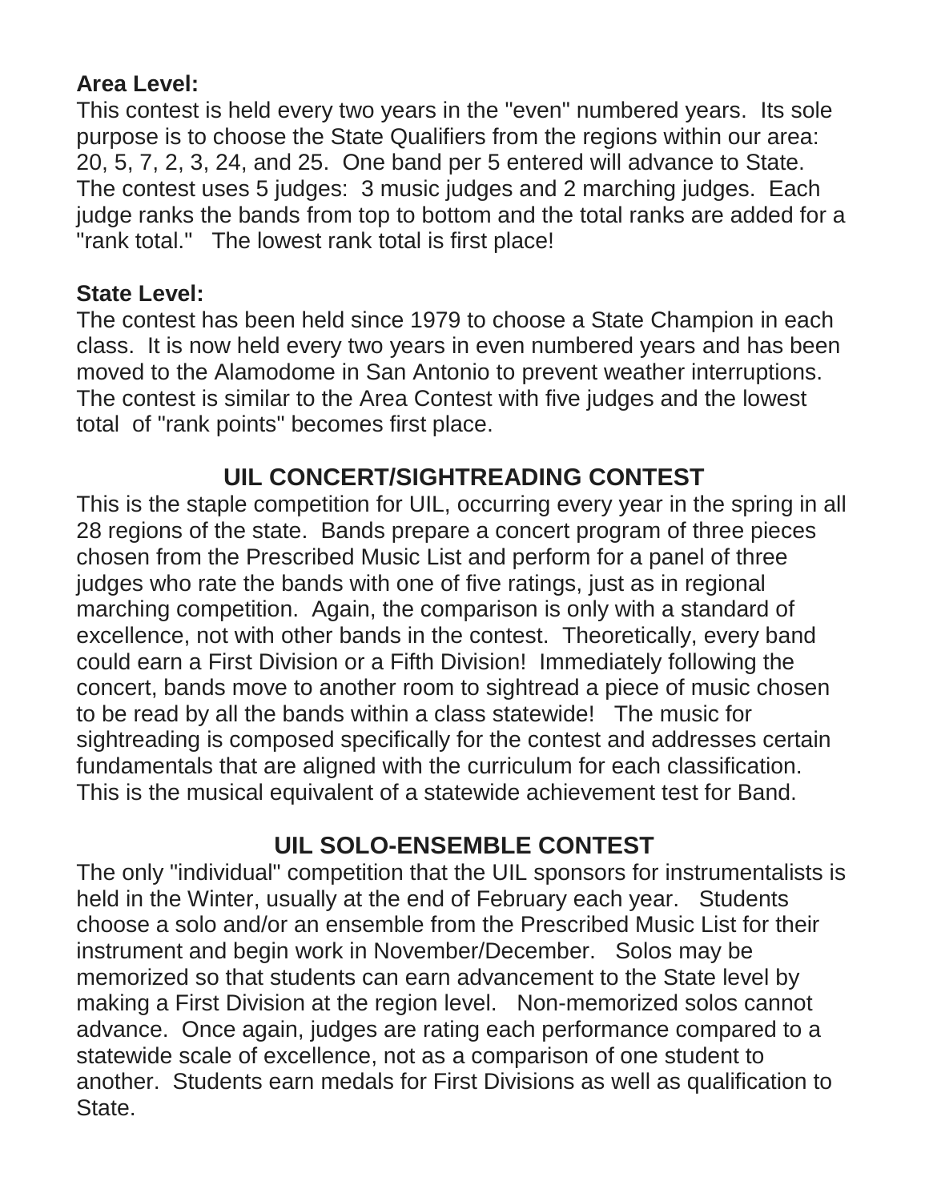**Area Level:**
This contest is held every two years in the "even" numbered years. Its sole purpose is to choose the State Qualifiers from the regions within our area: 20, 5, 7, 2, 3, 24, and 25. One band per 5 entered will advance to State. The contest uses 5 judges: 3 music judges and 2 marching judges. Each judge ranks the bands from top to bottom and the total ranks are added for a "rank total." The lowest rank total is first place!

**State Level:**
The contest has been held since 1979 to choose a State Champion in each class. It is now held every two years in even numbered years and has been moved to the Alamodome in San Antonio to prevent weather interruptions. The contest is similar to the Area Contest with five judges and the lowest total of "rank points" becomes first place.

## UIL CONCERT/SIGHTREADING CONTEST

This is the staple competition for UIL, occurring every year in the spring in all 28 regions of the state. Bands prepare a concert program of three pieces chosen from the Prescribed Music List and perform for a panel of three judges who rate the bands with one of five ratings, just as in regional marching competition. Again, the comparison is only with a standard of excellence, not with other bands in the contest. Theoretically, every band could earn a First Division or a Fifth Division! Immediately following the concert, bands move to another room to sightread a piece of music chosen to be read by all the bands within a class statewide! The music for sightreading is composed specifically for the contest and addresses certain fundamentals that are aligned with the curriculum for each classification. This is the musical equivalent of a statewide achievement test for Band.

## UIL SOLO-ENSEMBLE CONTEST

The only "individual" competition that the UIL sponsors for instrumentalists is held in the Winter, usually at the end of February each year. Students choose a solo and/or an ensemble from the Prescribed Music List for their instrument and begin work in November/December. Solos may be memorized so that students can earn advancement to the State level by making a First Division at the region level. Non-memorized solos cannot advance. Once again, judges are rating each performance compared to a statewide scale of excellence, not as a comparison of one student to another. Students earn medals for First Divisions as well as qualification to State.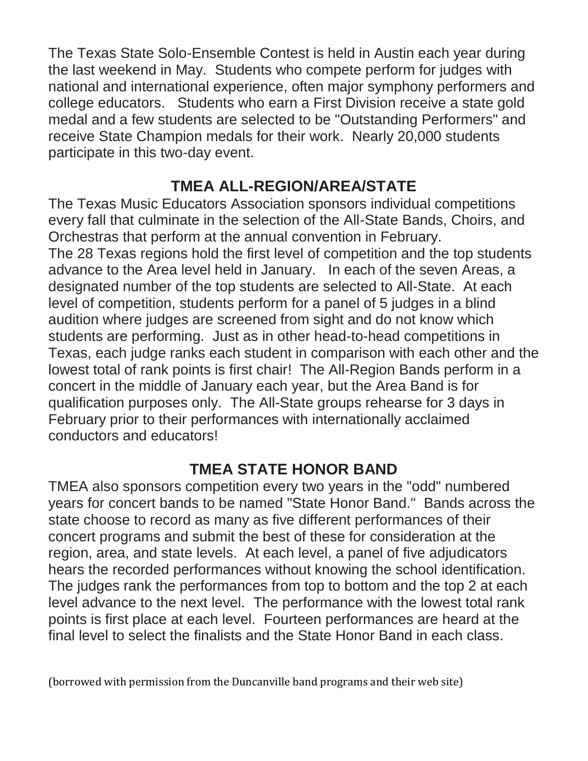The Texas State Solo-Ensemble Contest is held in Austin each year during the last weekend in May. Students who compete perform for judges with national and international experience, often major symphony performers and college educators. Students who earn a First Division receive a state gold medal and a few students are selected to be "Outstanding Performers" and receive State Champion medals for their work. Nearly 20,000 students participate in this two-day event.

## TMEA ALL-REGION/AREA/STATE

The Texas Music Educators Association sponsors individual competitions every fall that culminate in the selection of the All-State Bands, Choirs, and Orchestras that perform at the annual convention in February.
The 28 Texas regions hold the first level of competition and the top students advance to the Area level held in January. In each of the seven Areas, a designated number of the top students are selected to All-State. At each level of competition, students perform for a panel of 5 judges in a blind audition where judges are screened from sight and do not know which students are performing. Just as in other head-to-head competitions in Texas, each judge ranks each student in comparison with each other and the lowest total of rank points is first chair! The All-Region Bands perform in a concert in the middle of January each year, but the Area Band is for qualification purposes only. The All-State groups rehearse for 3 days in February prior to their performances with internationally acclaimed conductors and educators!

## TMEA STATE HONOR BAND

TMEA also sponsors competition every two years in the "odd" numbered years for concert bands to be named "State Honor Band." Bands across the state choose to record as many as five different performances of their concert programs and submit the best of these for consideration at the region, area, and state levels. At each level, a panel of five adjudicators hears the recorded performances without knowing the school identification. The judges rank the performances from top to bottom and the top 2 at each level advance to the next level. The performance with the lowest total rank points is first place at each level. Fourteen performances are heard at the final level to select the finalists and the State Honor Band in each class.

(borrowed with permission from the Duncanville band programs and their web site)